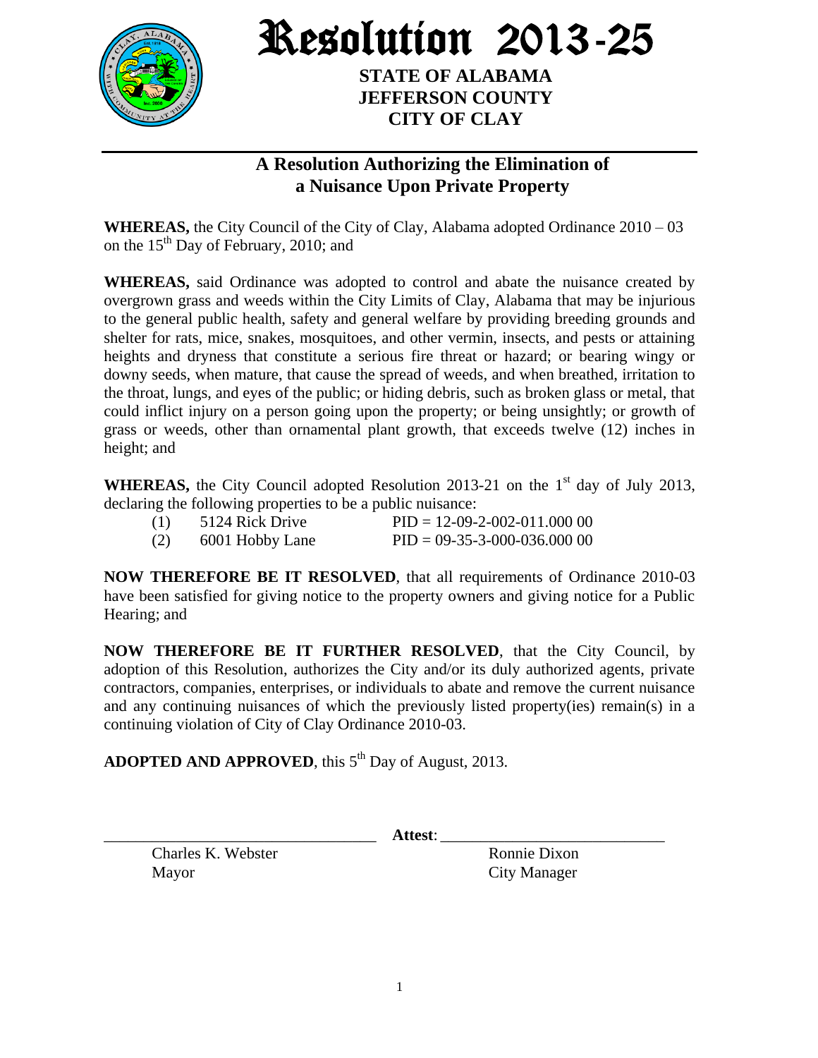# Resolution 2013-25

**STATE OF ALABAMA**
**JEFFERSON COUNTY**
**CITY OF CLAY**

## A Resolution Authorizing the Elimination of a Nuisance Upon Private Property

**WHEREAS,** the City Council of the City of Clay, Alabama adopted Ordinance 2010 – 03 on the 15th Day of February, 2010; and

**WHEREAS,** said Ordinance was adopted to control and abate the nuisance created by overgrown grass and weeds within the City Limits of Clay, Alabama that may be injurious to the general public health, safety and general welfare by providing breeding grounds and shelter for rats, mice, snakes, mosquitoes, and other vermin, insects, and pests or attaining heights and dryness that constitute a serious fire threat or hazard; or bearing wingy or downy seeds, when mature, that cause the spread of weeds, and when breathed, irritation to the throat, lungs, and eyes of the public; or hiding debris, such as broken glass or metal, that could inflict injury on a person going upon the property; or being unsightly; or growth of grass or weeds, other than ornamental plant growth, that exceeds twelve (12) inches in height; and

**WHEREAS,** the City Council adopted Resolution 2013-21 on the 1st day of July 2013, declaring the following properties to be a public nuisance:

| | | |
|---|---|---|
| (1) | 5124 Rick Drive | PID = 12-09-2-002-011.000 00 |
| (2) | 6001 Hobby Lane | PID = 09-35-3-000-036.000 00 |

**NOW THEREFORE BE IT RESOLVED**, that all requirements of Ordinance 2010-03 have been satisfied for giving notice to the property owners and giving notice for a Public Hearing; and

**NOW THEREFORE BE IT FURTHER RESOLVED**, that the City Council, by adoption of this Resolution, authorizes the City and/or its duly authorized agents, private contractors, companies, enterprises, or individuals to abate and remove the current nuisance and any continuing nuisances of which the previously listed property(ies) remain(s) in a continuing violation of City of Clay Ordinance 2010-03.

**ADOPTED AND APPROVED**, this 5th Day of August, 2013.

\_\_\_\_\_\_\_\_\_\_\_\_\_\_\_\_\_\_\_\_\_\_\_\_\_\_\_\_\_\_\_\_\_\_ **Attest**: \_\_\_\_\_\_\_\_\_\_\_\_\_\_\_\_\_\_\_\_\_\_\_\_\_\_\_\_\_\_

Charles K. Webster
Mayor

Ronnie Dixon
City Manager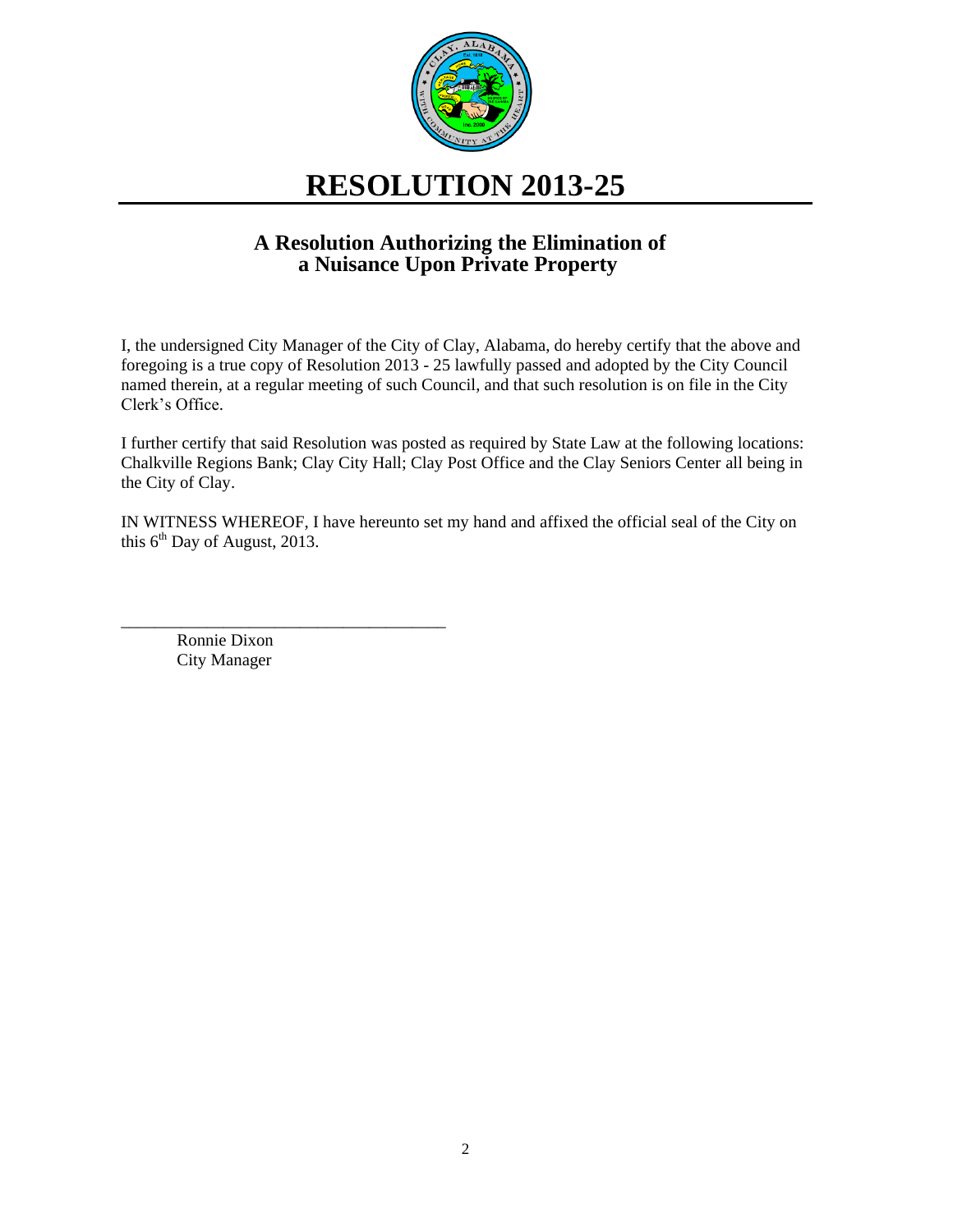# RESOLUTION 2013-25

## A Resolution Authorizing the Elimination of a Nuisance Upon Private Property

I, the undersigned City Manager of the City of Clay, Alabama, do hereby certify that the above and foregoing is a true copy of Resolution 2013 - 25 lawfully passed and adopted by the City Council named therein, at a regular meeting of such Council, and that such resolution is on file in the City Clerk's Office.

I further certify that said Resolution was posted as required by State Law at the following locations: Chalkville Regions Bank; Clay City Hall; Clay Post Office and the Clay Seniors Center all being in the City of Clay.

IN WITNESS WHEREOF, I have hereunto set my hand and affixed the official seal of the City on this 6th Day of August, 2013.

\_\_\_\_\_\_\_\_\_\_\_\_\_\_\_\_\_\_\_\_\_\_\_\_\_\_\_\_\_\_\_\_\_\_\_\_\_\_

Ronnie Dixon
City Manager